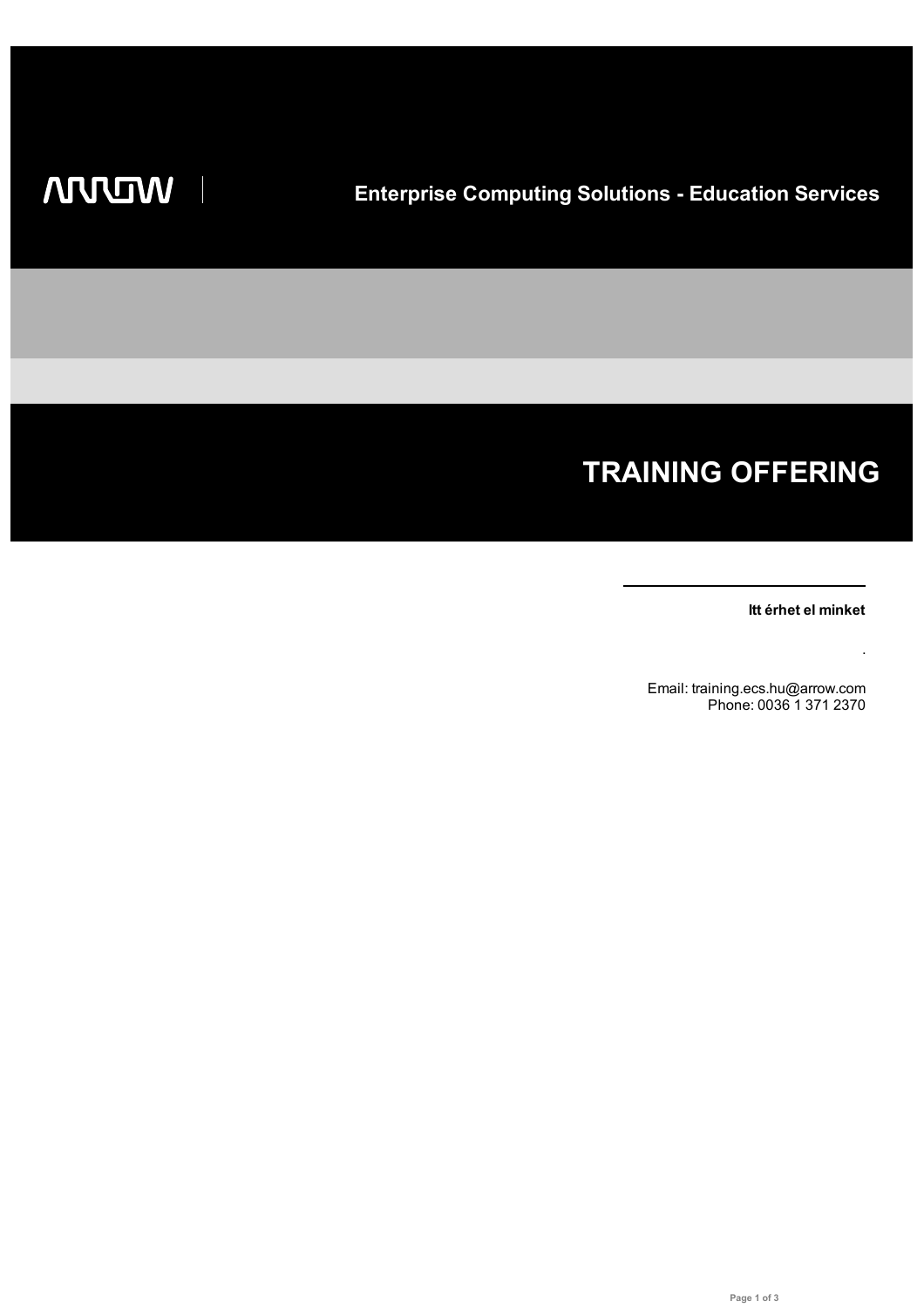ARROW

Enterprise Computing Solutions - Education Services

# TRAINING OFFERING

**Itt érhet el minket**

.

Email: training.ecs.hu@arrow.com
Phone: 0036 1 371 2370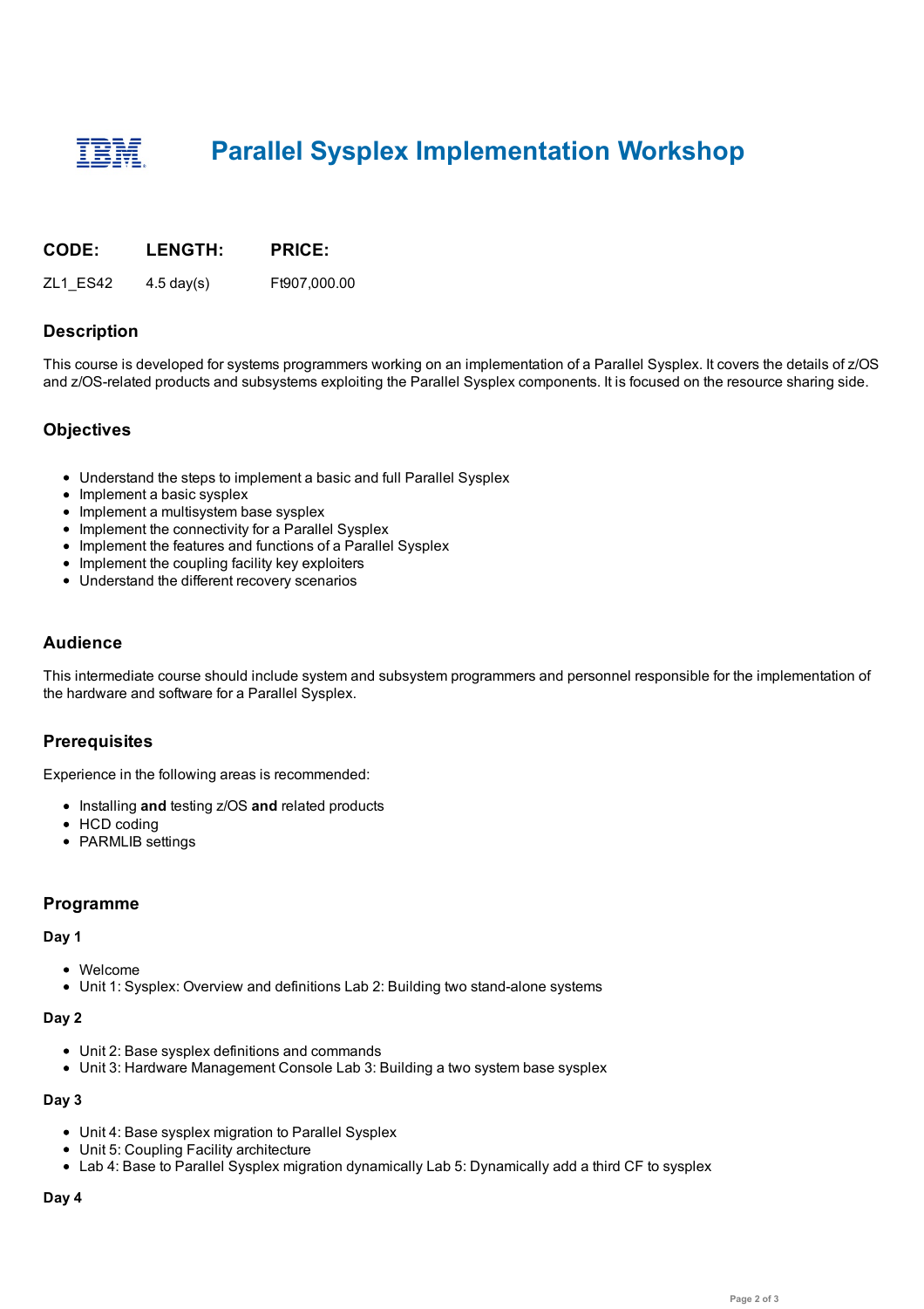# Parallel Sysplex Implementation Workshop

| CODE: | LENGTH: | PRICE: |
|---|---|---|
| ZL1_ES42 | 4.5 day(s) | Ft907,000.00 |

## Description

This course is developed for systems programmers working on an implementation of a Parallel Sysplex. It covers the details of z/OS and z/OS-related products and subsystems exploiting the Parallel Sysplex components. It is focused on the resource sharing side.

## Objectives

- Understand the steps to implement a basic and full Parallel Sysplex
- Implement a basic sysplex
- Implement a multisystem base sysplex
- Implement the connectivity for a Parallel Sysplex
- Implement the features and functions of a Parallel Sysplex
- Implement the coupling facility key exploiters
- Understand the different recovery scenarios

## Audience

This intermediate course should include system and subsystem programmers and personnel responsible for the implementation of the hardware and software for a Parallel Sysplex.

## Prerequisites

Experience in the following areas is recommended:

- Installing **and** testing z/OS **and** related products
- HCD coding
- PARMLIB settings

## Programme

**Day 1**

- Welcome
- Unit 1: Sysplex: Overview and definitions Lab 2: Building two stand-alone systems

**Day 2**

- Unit 2: Base sysplex definitions and commands
- Unit 3: Hardware Management Console Lab 3: Building a two system base sysplex

**Day 3**

- Unit 4: Base sysplex migration to Parallel Sysplex
- Unit 5: Coupling Facility architecture
- Lab 4: Base to Parallel Sysplex migration dynamically Lab 5: Dynamically add a third CF to sysplex

**Day 4**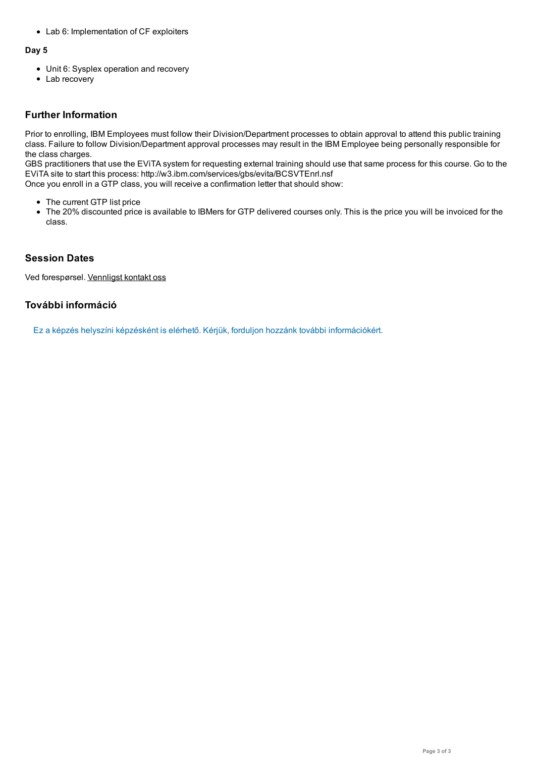- Lab 6: Implementation of CF exploiters

**Day 5**

- Unit 6: Sysplex operation and recovery
- Lab recovery

## Further Information

Prior to enrolling, IBM Employees must follow their Division/Department processes to obtain approval to attend this public training class. Failure to follow Division/Department approval processes may result in the IBM Employee being personally responsible for the class charges.
GBS practitioners that use the EViTA system for requesting external training should use that same process for this course. Go to the EViTA site to start this process: http://w3.ibm.com/services/gbs/evita/BCSVTEnrl.nsf
Once you enroll in a GTP class, you will receive a confirmation letter that should show:

- The current GTP list price
- The 20% discounted price is available to IBMers for GTP delivered courses only. This is the price you will be invoiced for the class.

## Session Dates

Ved forespørsel. Vennligst kontakt oss

## További információ

Ez a képzés helyszíni képzésként is elérhető. Kérjük, forduljon hozzánk további információkért.